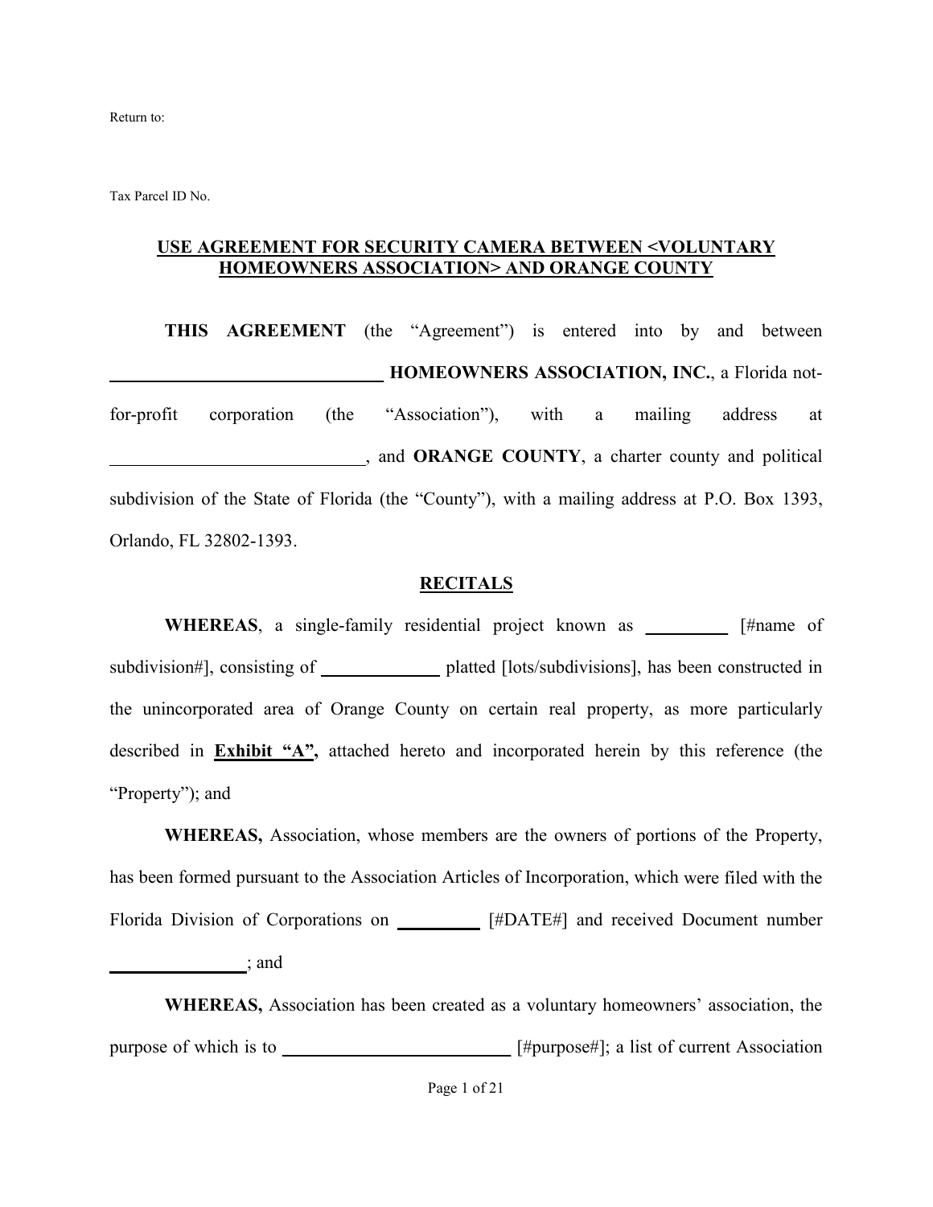Return to:

Tax Parcel ID No.

## USE AGREEMENT FOR SECURITY CAMERA BETWEEN <VOLUNTARY HOMEOWNERS ASSOCIATION> AND ORANGE COUNTY

**THIS AGREEMENT** (the "Agreement") is entered into by and between ______________________________ **HOMEOWNERS ASSOCIATION, INC.**, a Florida not-for-profit corporation (the "Association"), with a mailing address at ____________________________, and **ORANGE COUNTY**, a charter county and political subdivision of the State of Florida (the "County"), with a mailing address at P.O. Box 1393, Orlando, FL 32802-1393.

## RECITALS

**WHEREAS**, a single-family residential project known as _________ [#name of subdivision#], consisting of _____________ platted [lots/subdivisions], has been constructed in the unincorporated area of Orange County on certain real property, as more particularly described in **Exhibit "A",** attached hereto and incorporated herein by this reference (the "Property"); and

**WHEREAS,** Association, whose members are the owners of portions of the Property, has been formed pursuant to the Association Articles of Incorporation, which were filed with the Florida Division of Corporations on _________ [#DATE#] and received Document number _______________; and

**WHEREAS,** Association has been created as a voluntary homeowners' association, the purpose of which is to _________________________ [#purpose#]; a list of current Association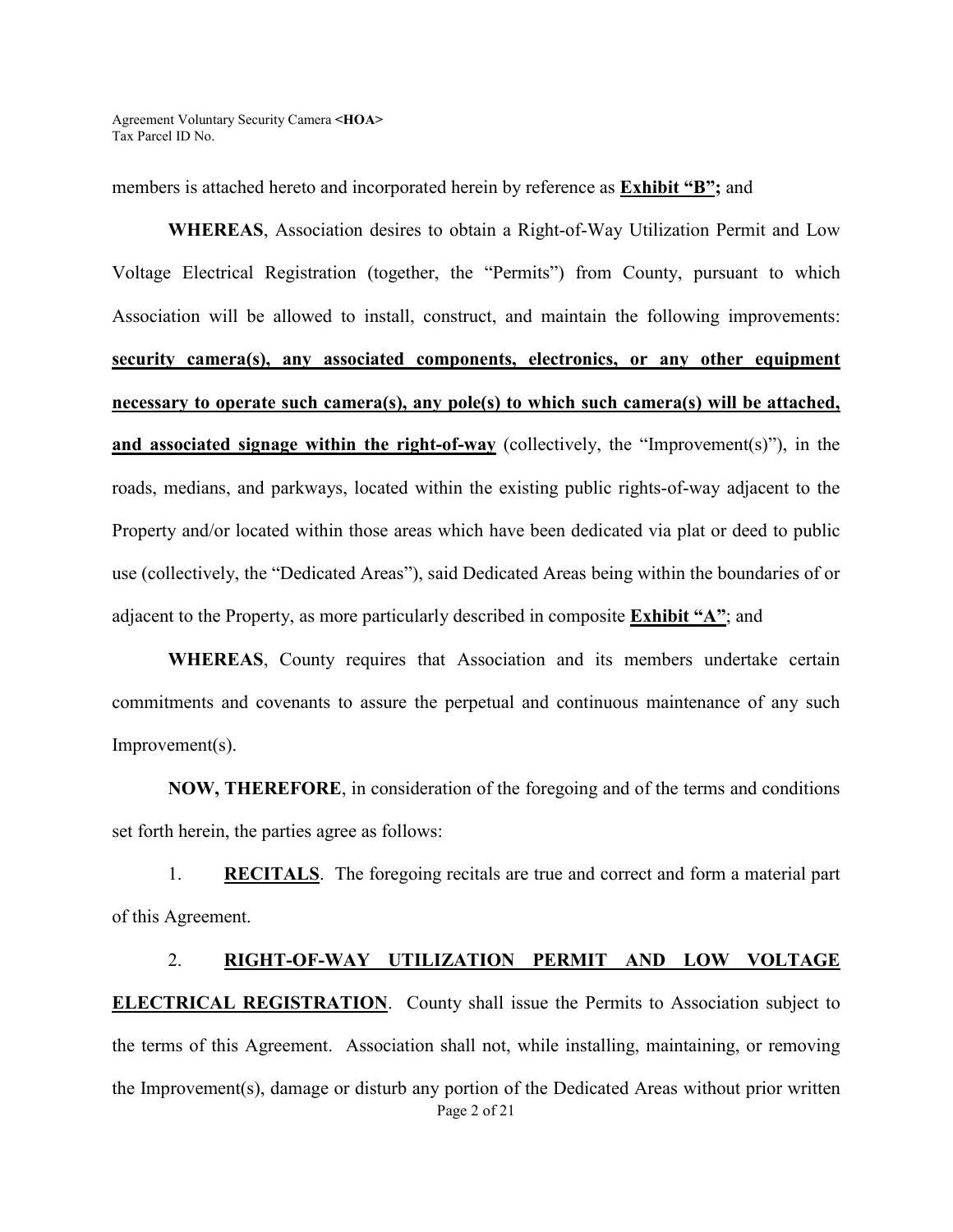members is attached hereto and incorporated herein by reference as **<u>Exhibit "B"</u>;** and

**WHEREAS**, Association desires to obtain a Right-of-Way Utilization Permit and Low Voltage Electrical Registration (together, the "Permits") from County, pursuant to which Association will be allowed to install, construct, and maintain the following improvements: **<u>security camera(s), any associated components, electronics, or any other equipment necessary to operate such camera(s), any pole(s) to which such camera(s) will be attached, and associated signage within the right-of-way</u>** (collectively, the "Improvement(s)"), in the roads, medians, and parkways, located within the existing public rights-of-way adjacent to the Property and/or located within those areas which have been dedicated via plat or deed to public use (collectively, the "Dedicated Areas"), said Dedicated Areas being within the boundaries of or adjacent to the Property, as more particularly described in composite **<u>Exhibit "A"</u>**; and

**WHEREAS**, County requires that Association and its members undertake certain commitments and covenants to assure the perpetual and continuous maintenance of any such Improvement(s).

**NOW, THEREFORE**, in consideration of the foregoing and of the terms and conditions set forth herein, the parties agree as follows:

1. **<u>RECITALS</u>**. The foregoing recitals are true and correct and form a material part of this Agreement.

2. **<u>RIGHT-OF-WAY UTILIZATION PERMIT AND LOW VOLTAGE ELECTRICAL REGISTRATION</u>**. County shall issue the Permits to Association subject to the terms of this Agreement. Association shall not, while installing, maintaining, or removing the Improvement(s), damage or disturb any portion of the Dedicated Areas without prior written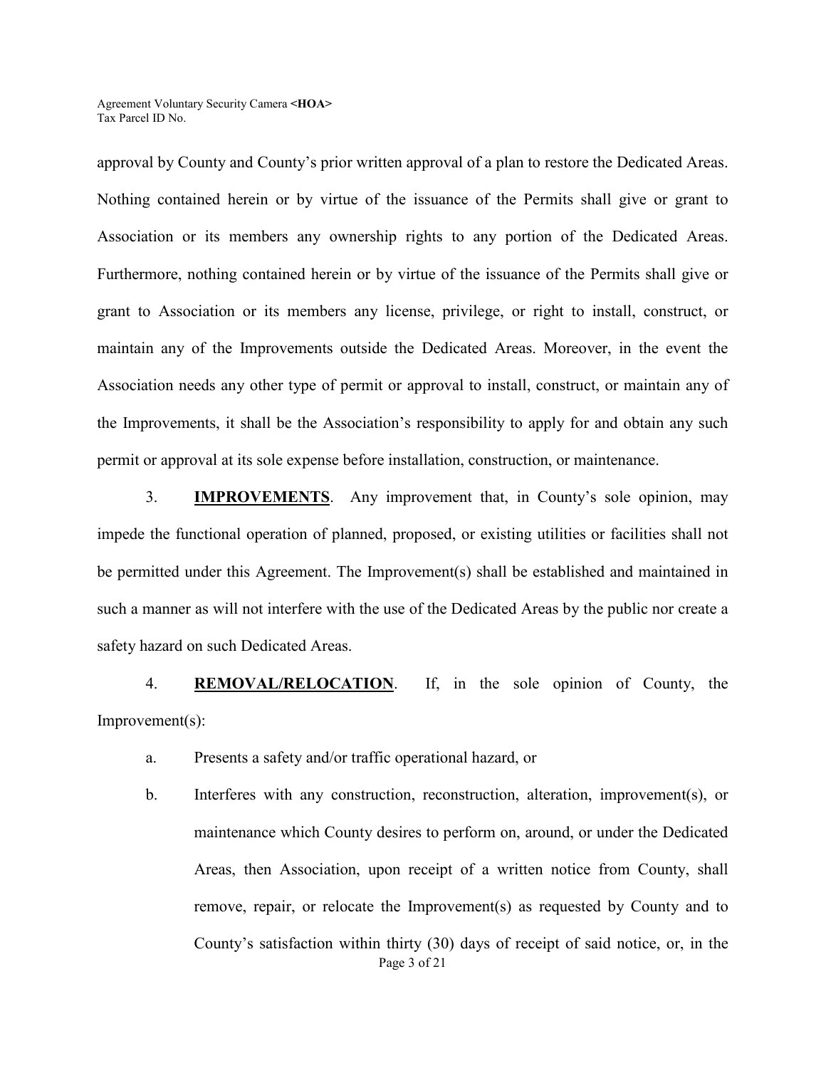approval by County and County's prior written approval of a plan to restore the Dedicated Areas. Nothing contained herein or by virtue of the issuance of the Permits shall give or grant to Association or its members any ownership rights to any portion of the Dedicated Areas. Furthermore, nothing contained herein or by virtue of the issuance of the Permits shall give or grant to Association or its members any license, privilege, or right to install, construct, or maintain any of the Improvements outside the Dedicated Areas. Moreover, in the event the Association needs any other type of permit or approval to install, construct, or maintain any of the Improvements, it shall be the Association's responsibility to apply for and obtain any such permit or approval at its sole expense before installation, construction, or maintenance.

3. **IMPROVEMENTS**. Any improvement that, in County's sole opinion, may impede the functional operation of planned, proposed, or existing utilities or facilities shall not be permitted under this Agreement. The Improvement(s) shall be established and maintained in such a manner as will not interfere with the use of the Dedicated Areas by the public nor create a safety hazard on such Dedicated Areas.

4. **REMOVAL/RELOCATION**. If, in the sole opinion of County, the Improvement(s):

a. Presents a safety and/or traffic operational hazard, or

b. Interferes with any construction, reconstruction, alteration, improvement(s), or maintenance which County desires to perform on, around, or under the Dedicated Areas, then Association, upon receipt of a written notice from County, shall remove, repair, or relocate the Improvement(s) as requested by County and to County's satisfaction within thirty (30) days of receipt of said notice, or, in the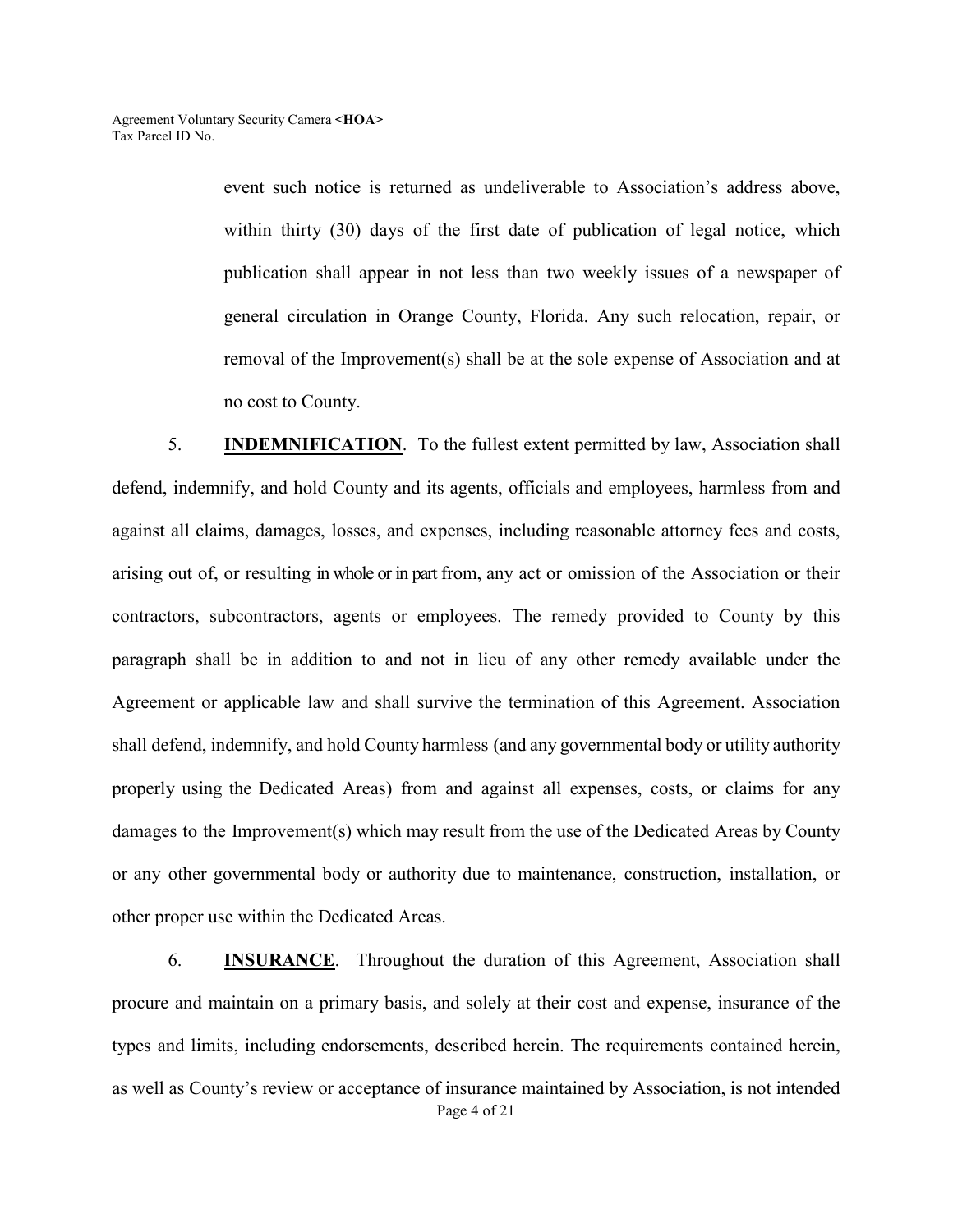event such notice is returned as undeliverable to Association's address above, within thirty (30) days of the first date of publication of legal notice, which publication shall appear in not less than two weekly issues of a newspaper of general circulation in Orange County, Florida. Any such relocation, repair, or removal of the Improvement(s) shall be at the sole expense of Association and at no cost to County.

5. **INDEMNIFICATION**. To the fullest extent permitted by law, Association shall defend, indemnify, and hold County and its agents, officials and employees, harmless from and against all claims, damages, losses, and expenses, including reasonable attorney fees and costs, arising out of, or resulting in whole or in part from, any act or omission of the Association or their contractors, subcontractors, agents or employees. The remedy provided to County by this paragraph shall be in addition to and not in lieu of any other remedy available under the Agreement or applicable law and shall survive the termination of this Agreement. Association shall defend, indemnify, and hold County harmless (and any governmental body or utility authority properly using the Dedicated Areas) from and against all expenses, costs, or claims for any damages to the Improvement(s) which may result from the use of the Dedicated Areas by County or any other governmental body or authority due to maintenance, construction, installation, or other proper use within the Dedicated Areas.

6. **INSURANCE**. Throughout the duration of this Agreement, Association shall procure and maintain on a primary basis, and solely at their cost and expense, insurance of the types and limits, including endorsements, described herein. The requirements contained herein, as well as County's review or acceptance of insurance maintained by Association, is not intended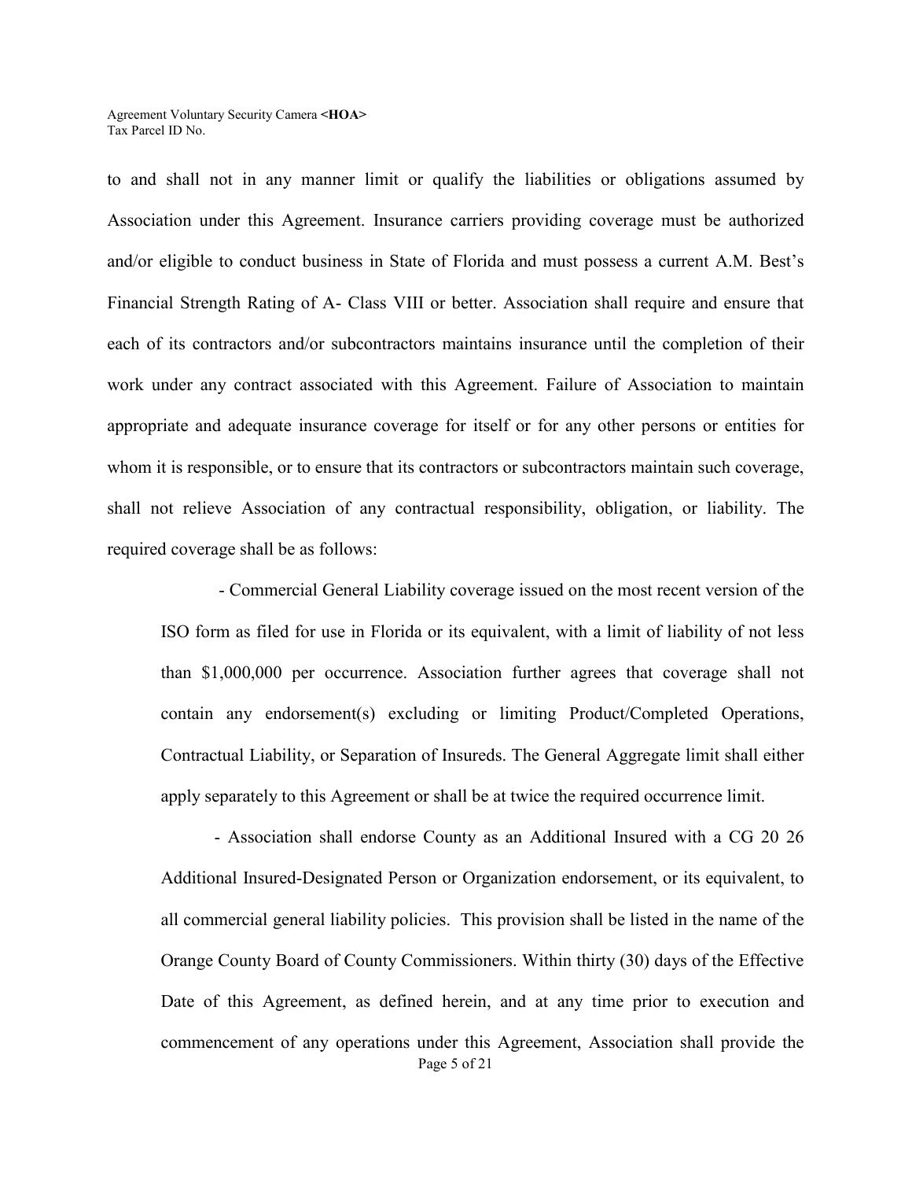to and shall not in any manner limit or qualify the liabilities or obligations assumed by Association under this Agreement. Insurance carriers providing coverage must be authorized and/or eligible to conduct business in State of Florida and must possess a current A.M. Best's Financial Strength Rating of A- Class VIII or better. Association shall require and ensure that each of its contractors and/or subcontractors maintains insurance until the completion of their work under any contract associated with this Agreement. Failure of Association to maintain appropriate and adequate insurance coverage for itself or for any other persons or entities for whom it is responsible, or to ensure that its contractors or subcontractors maintain such coverage, shall not relieve Association of any contractual responsibility, obligation, or liability. The required coverage shall be as follows:

- Commercial General Liability coverage issued on the most recent version of the ISO form as filed for use in Florida or its equivalent, with a limit of liability of not less than $1,000,000 per occurrence. Association further agrees that coverage shall not contain any endorsement(s) excluding or limiting Product/Completed Operations, Contractual Liability, or Separation of Insureds. The General Aggregate limit shall either apply separately to this Agreement or shall be at twice the required occurrence limit.

- Association shall endorse County as an Additional Insured with a CG 20 26 Additional Insured-Designated Person or Organization endorsement, or its equivalent, to all commercial general liability policies. This provision shall be listed in the name of the Orange County Board of County Commissioners. Within thirty (30) days of the Effective Date of this Agreement, as defined herein, and at any time prior to execution and commencement of any operations under this Agreement, Association shall provide the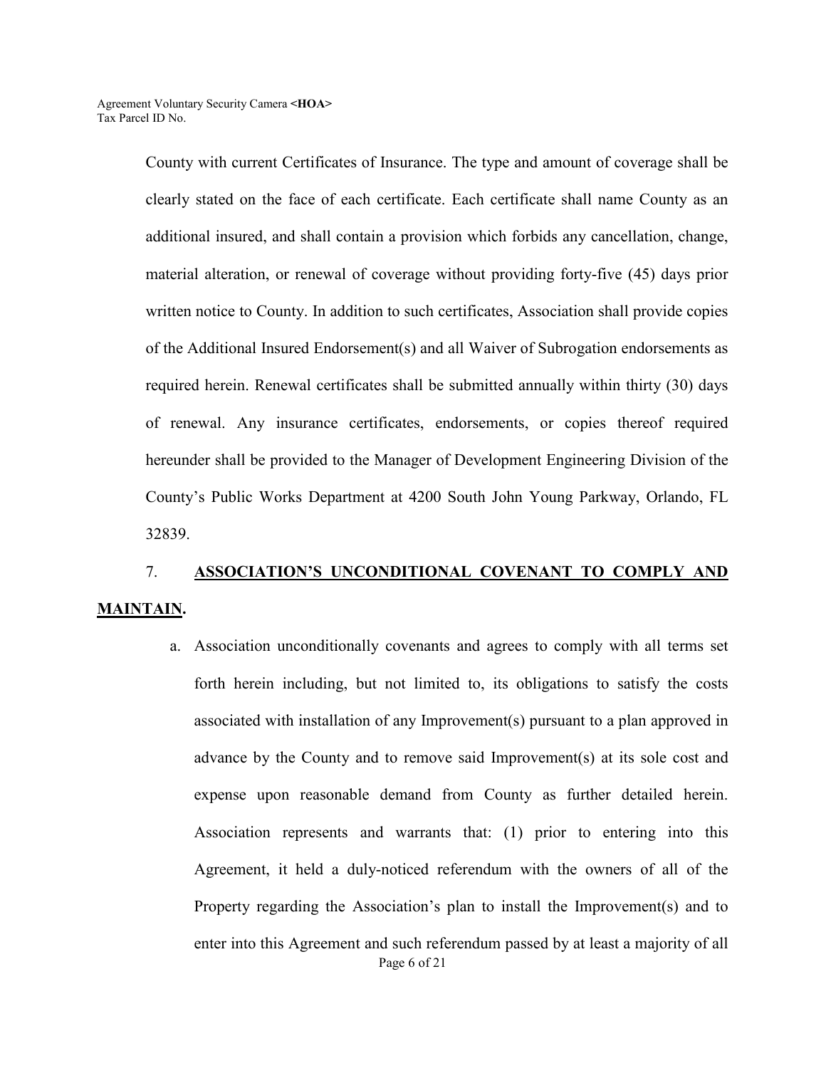County with current Certificates of Insurance. The type and amount of coverage shall be clearly stated on the face of each certificate. Each certificate shall name County as an additional insured, and shall contain a provision which forbids any cancellation, change, material alteration, or renewal of coverage without providing forty-five (45) days prior written notice to County. In addition to such certificates, Association shall provide copies of the Additional Insured Endorsement(s) and all Waiver of Subrogation endorsements as required herein. Renewal certificates shall be submitted annually within thirty (30) days of renewal. Any insurance certificates, endorsements, or copies thereof required hereunder shall be provided to the Manager of Development Engineering Division of the County's Public Works Department at 4200 South John Young Parkway, Orlando, FL 32839.

7. **<u>ASSOCIATION'S UNCONDITIONAL COVENANT TO COMPLY AND MAINTAIN</u>.**

a. Association unconditionally covenants and agrees to comply with all terms set forth herein including, but not limited to, its obligations to satisfy the costs associated with installation of any Improvement(s) pursuant to a plan approved in advance by the County and to remove said Improvement(s) at its sole cost and expense upon reasonable demand from County as further detailed herein. Association represents and warrants that: (1) prior to entering into this Agreement, it held a duly-noticed referendum with the owners of all of the Property regarding the Association's plan to install the Improvement(s) and to enter into this Agreement and such referendum passed by at least a majority of all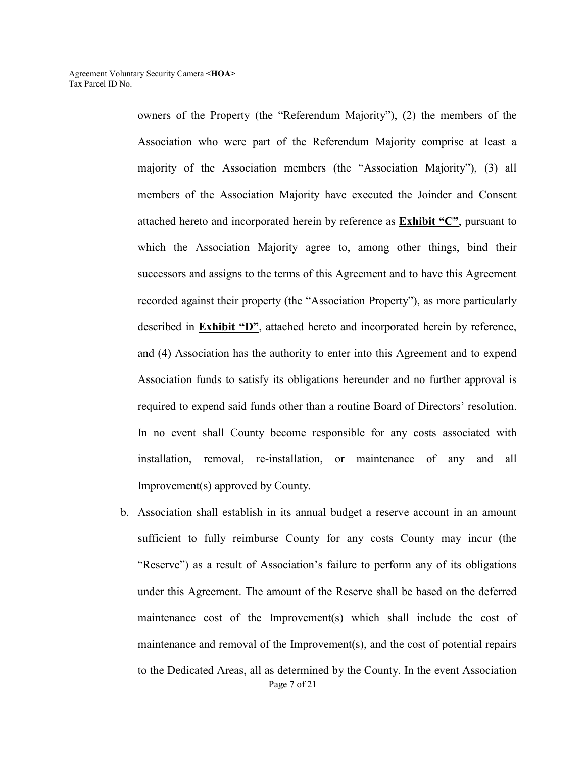owners of the Property (the "Referendum Majority"), (2) the members of the Association who were part of the Referendum Majority comprise at least a majority of the Association members (the "Association Majority"), (3) all members of the Association Majority have executed the Joinder and Consent attached hereto and incorporated herein by reference as **Exhibit "C"**, pursuant to which the Association Majority agree to, among other things, bind their successors and assigns to the terms of this Agreement and to have this Agreement recorded against their property (the "Association Property"), as more particularly described in **Exhibit "D"**, attached hereto and incorporated herein by reference, and (4) Association has the authority to enter into this Agreement and to expend Association funds to satisfy its obligations hereunder and no further approval is required to expend said funds other than a routine Board of Directors' resolution. In no event shall County become responsible for any costs associated with installation, removal, re-installation, or maintenance of any and all Improvement(s) approved by County.

b. Association shall establish in its annual budget a reserve account in an amount sufficient to fully reimburse County for any costs County may incur (the "Reserve") as a result of Association's failure to perform any of its obligations under this Agreement. The amount of the Reserve shall be based on the deferred maintenance cost of the Improvement(s) which shall include the cost of maintenance and removal of the Improvement(s), and the cost of potential repairs to the Dedicated Areas, all as determined by the County. In the event Association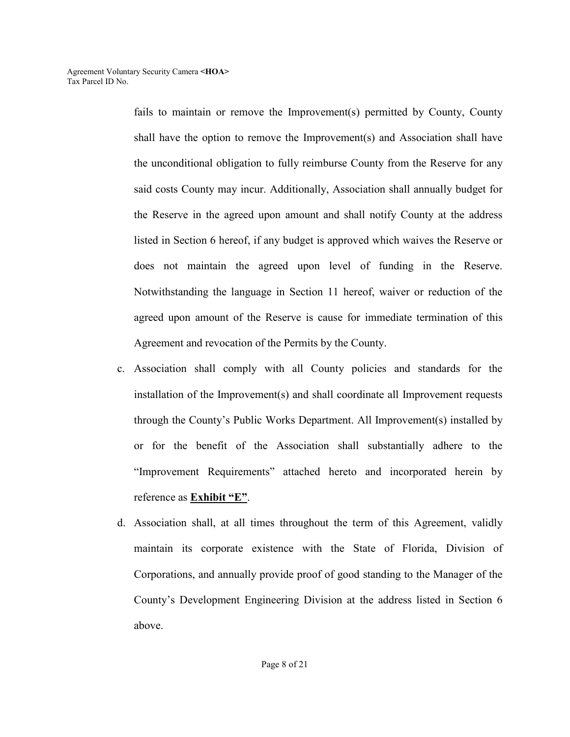fails to maintain or remove the Improvement(s) permitted by County, County shall have the option to remove the Improvement(s) and Association shall have the unconditional obligation to fully reimburse County from the Reserve for any said costs County may incur. Additionally, Association shall annually budget for the Reserve in the agreed upon amount and shall notify County at the address listed in Section 6 hereof, if any budget is approved which waives the Reserve or does not maintain the agreed upon level of funding in the Reserve. Notwithstanding the language in Section 11 hereof, waiver or reduction of the agreed upon amount of the Reserve is cause for immediate termination of this Agreement and revocation of the Permits by the County.

c. Association shall comply with all County policies and standards for the installation of the Improvement(s) and shall coordinate all Improvement requests through the County's Public Works Department. All Improvement(s) installed by or for the benefit of the Association shall substantially adhere to the "Improvement Requirements" attached hereto and incorporated herein by reference as **Exhibit "E"**.

d. Association shall, at all times throughout the term of this Agreement, validly maintain its corporate existence with the State of Florida, Division of Corporations, and annually provide proof of good standing to the Manager of the County's Development Engineering Division at the address listed in Section 6 above.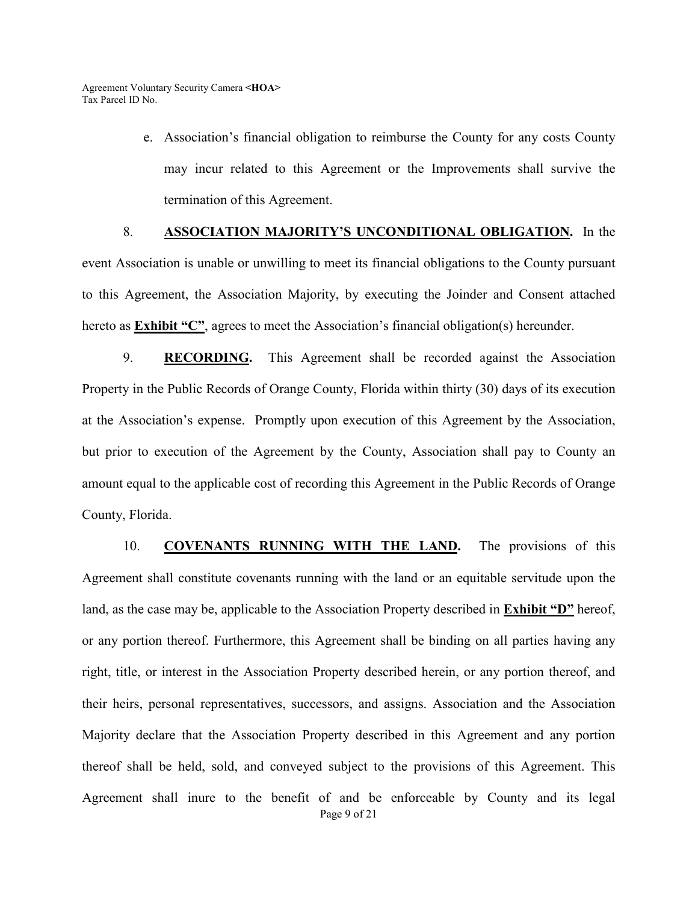e. Association's financial obligation to reimburse the County for any costs County may incur related to this Agreement or the Improvements shall survive the termination of this Agreement.

8. **<u>ASSOCIATION MAJORITY'S UNCONDITIONAL OBLIGATION</u>.** In the event Association is unable or unwilling to meet its financial obligations to the County pursuant to this Agreement, the Association Majority, by executing the Joinder and Consent attached hereto as **<u>Exhibit "C"</u>**, agrees to meet the Association's financial obligation(s) hereunder.

9. **<u>RECORDING</u>.** This Agreement shall be recorded against the Association Property in the Public Records of Orange County, Florida within thirty (30) days of its execution at the Association's expense. Promptly upon execution of this Agreement by the Association, but prior to execution of the Agreement by the County, Association shall pay to County an amount equal to the applicable cost of recording this Agreement in the Public Records of Orange County, Florida.

10. **<u>COVENANTS RUNNING WITH THE LAND</u>.** The provisions of this Agreement shall constitute covenants running with the land or an equitable servitude upon the land, as the case may be, applicable to the Association Property described in **<u>Exhibit "D"</u>** hereof, or any portion thereof. Furthermore, this Agreement shall be binding on all parties having any right, title, or interest in the Association Property described herein, or any portion thereof, and their heirs, personal representatives, successors, and assigns. Association and the Association Majority declare that the Association Property described in this Agreement and any portion thereof shall be held, sold, and conveyed subject to the provisions of this Agreement. This Agreement shall inure to the benefit of and be enforceable by County and its legal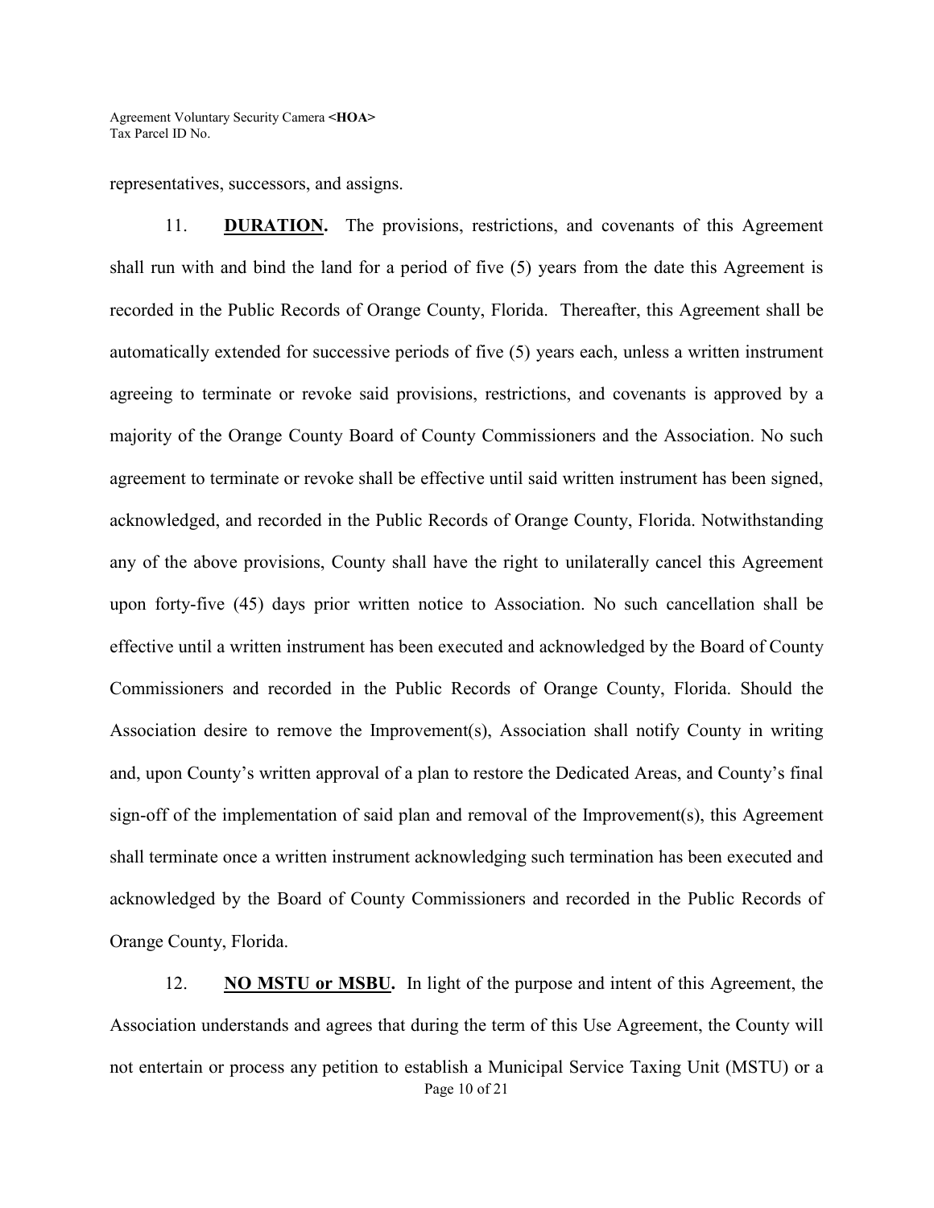representatives, successors, and assigns.

11. **<u>DURATION</u>.** The provisions, restrictions, and covenants of this Agreement shall run with and bind the land for a period of five (5) years from the date this Agreement is recorded in the Public Records of Orange County, Florida. Thereafter, this Agreement shall be automatically extended for successive periods of five (5) years each, unless a written instrument agreeing to terminate or revoke said provisions, restrictions, and covenants is approved by a majority of the Orange County Board of County Commissioners and the Association. No such agreement to terminate or revoke shall be effective until said written instrument has been signed, acknowledged, and recorded in the Public Records of Orange County, Florida. Notwithstanding any of the above provisions, County shall have the right to unilaterally cancel this Agreement upon forty-five (45) days prior written notice to Association. No such cancellation shall be effective until a written instrument has been executed and acknowledged by the Board of County Commissioners and recorded in the Public Records of Orange County, Florida. Should the Association desire to remove the Improvement(s), Association shall notify County in writing and, upon County's written approval of a plan to restore the Dedicated Areas, and County's final sign-off of the implementation of said plan and removal of the Improvement(s), this Agreement shall terminate once a written instrument acknowledging such termination has been executed and acknowledged by the Board of County Commissioners and recorded in the Public Records of Orange County, Florida.

12. **<u>NO MSTU or MSBU</u>.** In light of the purpose and intent of this Agreement, the Association understands and agrees that during the term of this Use Agreement, the County will not entertain or process any petition to establish a Municipal Service Taxing Unit (MSTU) or a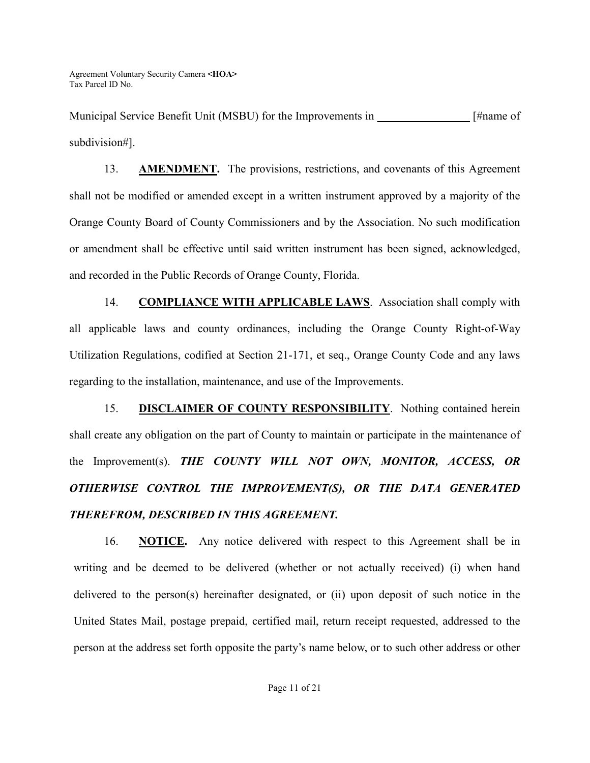Municipal Service Benefit Unit (MSBU) for the Improvements in **________________** [#name of subdivision#].

13. **AMENDMENT.** The provisions, restrictions, and covenants of this Agreement shall not be modified or amended except in a written instrument approved by a majority of the Orange County Board of County Commissioners and by the Association. No such modification or amendment shall be effective until said written instrument has been signed, acknowledged, and recorded in the Public Records of Orange County, Florida.

14. **COMPLIANCE WITH APPLICABLE LAWS**. Association shall comply with all applicable laws and county ordinances, including the Orange County Right-of-Way Utilization Regulations, codified at Section 21-171, et seq., Orange County Code and any laws regarding to the installation, maintenance, and use of the Improvements.

15. **DISCLAIMER OF COUNTY RESPONSIBILITY**. Nothing contained herein shall create any obligation on the part of County to maintain or participate in the maintenance of the Improvement(s). ***THE COUNTY WILL NOT OWN, MONITOR, ACCESS, OR OTHERWISE CONTROL THE IMPROVEMENT(S), OR THE DATA GENERATED THEREFROM, DESCRIBED IN THIS AGREEMENT.***

16. **NOTICE.** Any notice delivered with respect to this Agreement shall be in writing and be deemed to be delivered (whether or not actually received) (i) when hand delivered to the person(s) hereinafter designated, or (ii) upon deposit of such notice in the United States Mail, postage prepaid, certified mail, return receipt requested, addressed to the person at the address set forth opposite the party's name below, or to such other address or other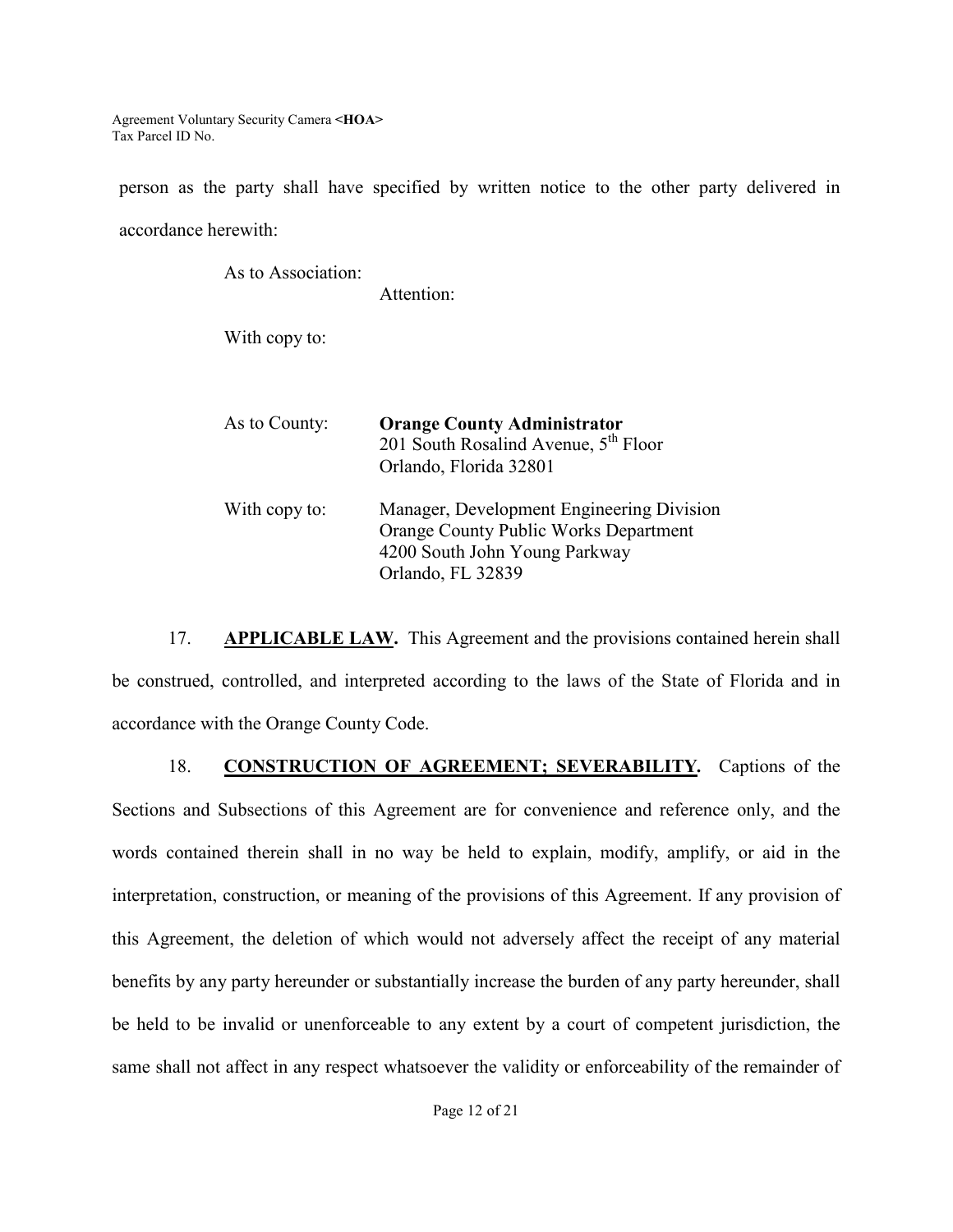person as the party shall have specified by written notice to the other party delivered in accordance herewith:

As to Association:
Attention:

With copy to:

As to County: **Orange County Administrator**
201 South Rosalind Avenue, 5th Floor
Orlando, Florida 32801

With copy to: Manager, Development Engineering Division
Orange County Public Works Department
4200 South John Young Parkway
Orlando, FL 32839

17. **APPLICABLE LAW.** This Agreement and the provisions contained herein shall be construed, controlled, and interpreted according to the laws of the State of Florida and in accordance with the Orange County Code.

18. **CONSTRUCTION OF AGREEMENT; SEVERABILITY.** Captions of the Sections and Subsections of this Agreement are for convenience and reference only, and the words contained therein shall in no way be held to explain, modify, amplify, or aid in the interpretation, construction, or meaning of the provisions of this Agreement. If any provision of this Agreement, the deletion of which would not adversely affect the receipt of any material benefits by any party hereunder or substantially increase the burden of any party hereunder, shall be held to be invalid or unenforceable to any extent by a court of competent jurisdiction, the same shall not affect in any respect whatsoever the validity or enforceability of the remainder of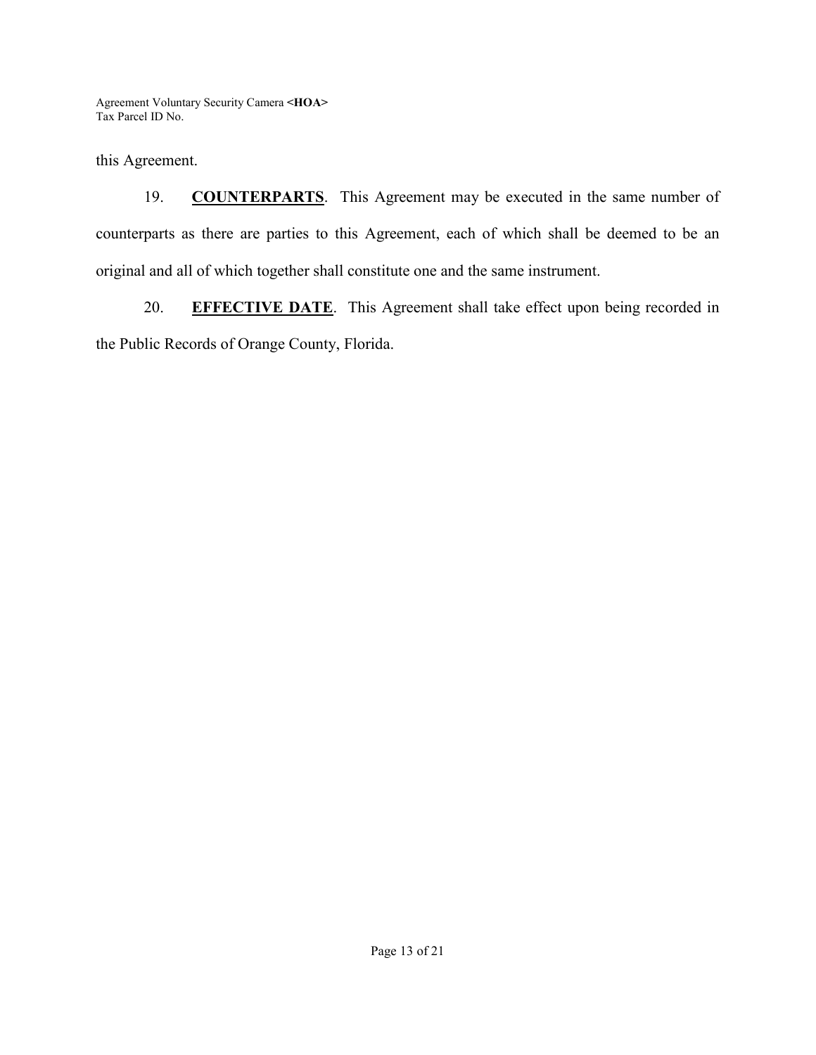this Agreement.

19. **COUNTERPARTS**. This Agreement may be executed in the same number of counterparts as there are parties to this Agreement, each of which shall be deemed to be an original and all of which together shall constitute one and the same instrument.

20. **EFFECTIVE DATE**. This Agreement shall take effect upon being recorded in the Public Records of Orange County, Florida.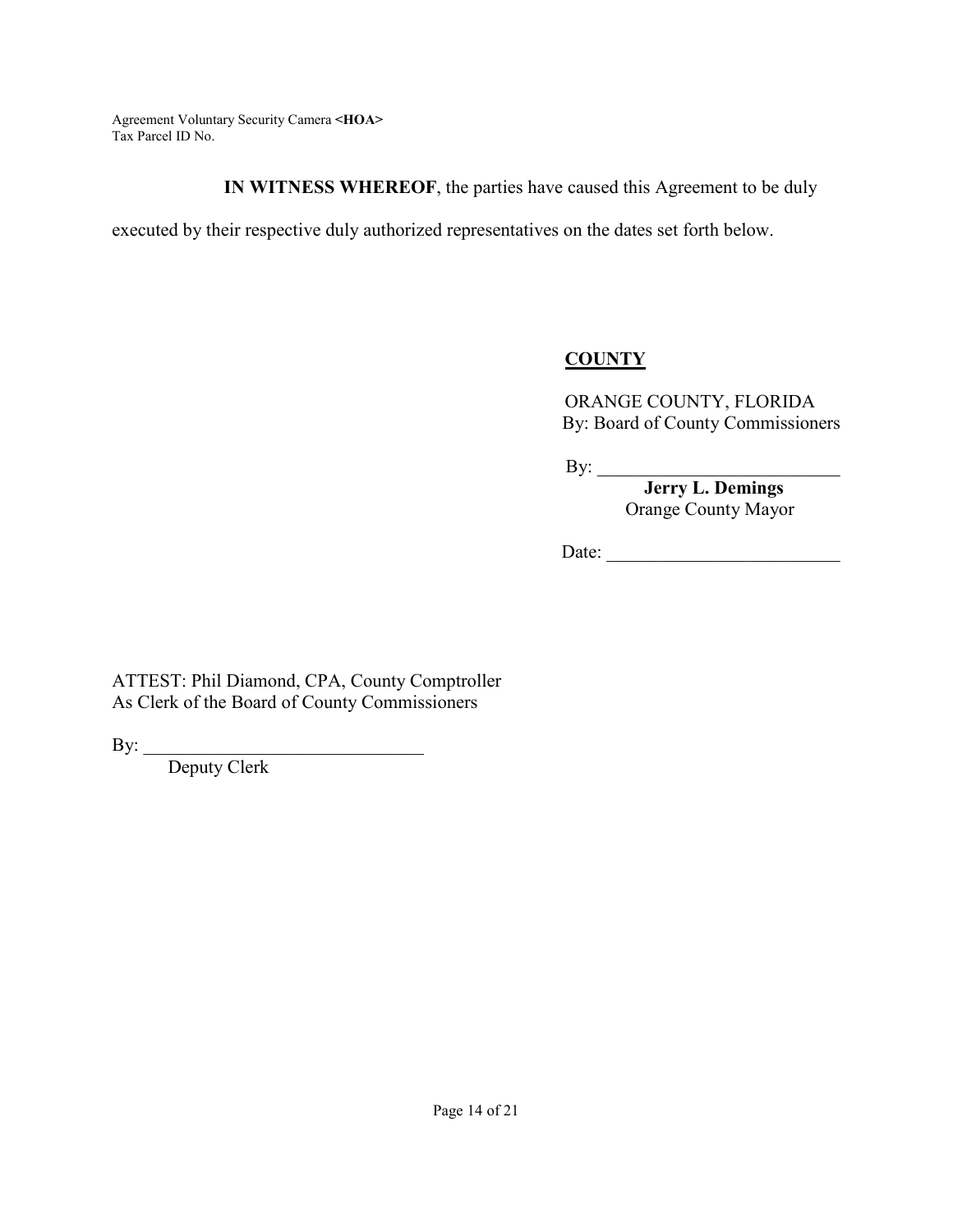**IN WITNESS WHEREOF**, the parties have caused this Agreement to be duly executed by their respective duly authorized representatives on the dates set forth below.

**COUNTY**

ORANGE COUNTY, FLORIDA
By: Board of County Commissioners

By: ___________________________
**Jerry L. Demings**
Orange County Mayor

Date: ___________________________

ATTEST: Phil Diamond, CPA, County Comptroller
As Clerk of the Board of County Commissioners

By: ______________________________
Deputy Clerk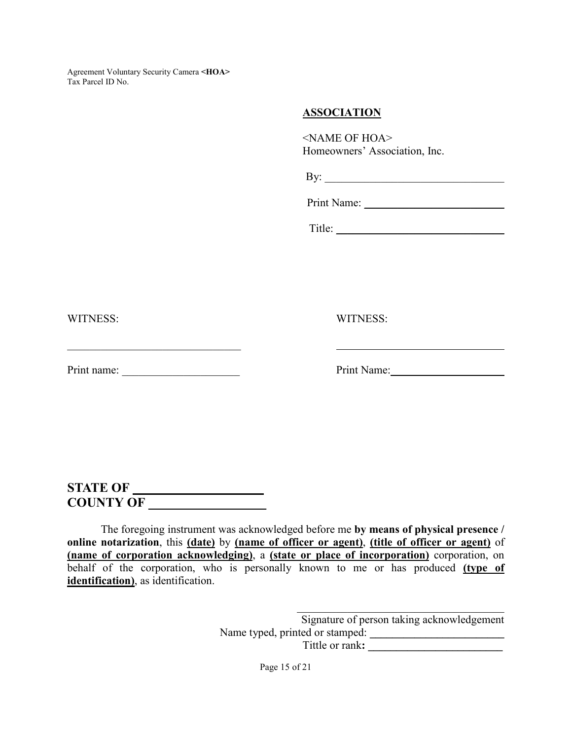Agreement Voluntary Security Camera **<HOA>**
Tax Parcel ID No.

**ASSOCIATION**

<NAME OF HOA>
Homeowners' Association, Inc.

By: ______________________________

Print Name: ______________________________

Title: ______________________________

WITNESS:

______________________________

Print name: ______________________________

WITNESS:

______________________________

Print Name: ______________________________

**STATE OF ____________________**
**COUNTY OF ____________________**

The foregoing instrument was acknowledged before me **by means of physical presence / online notarization**, this **(date)** by **(name of officer or agent)**, **(title of officer or agent)** of **(name of corporation acknowledging)**, a **(state or place of incorporation)** corporation, on behalf of the corporation, who is personally known to me or has produced **(type of identification)**, as identification.

______________________________
Signature of person taking acknowledgement
Name typed, printed or stamped: ______________________________
Tittle or rank**:** ______________________________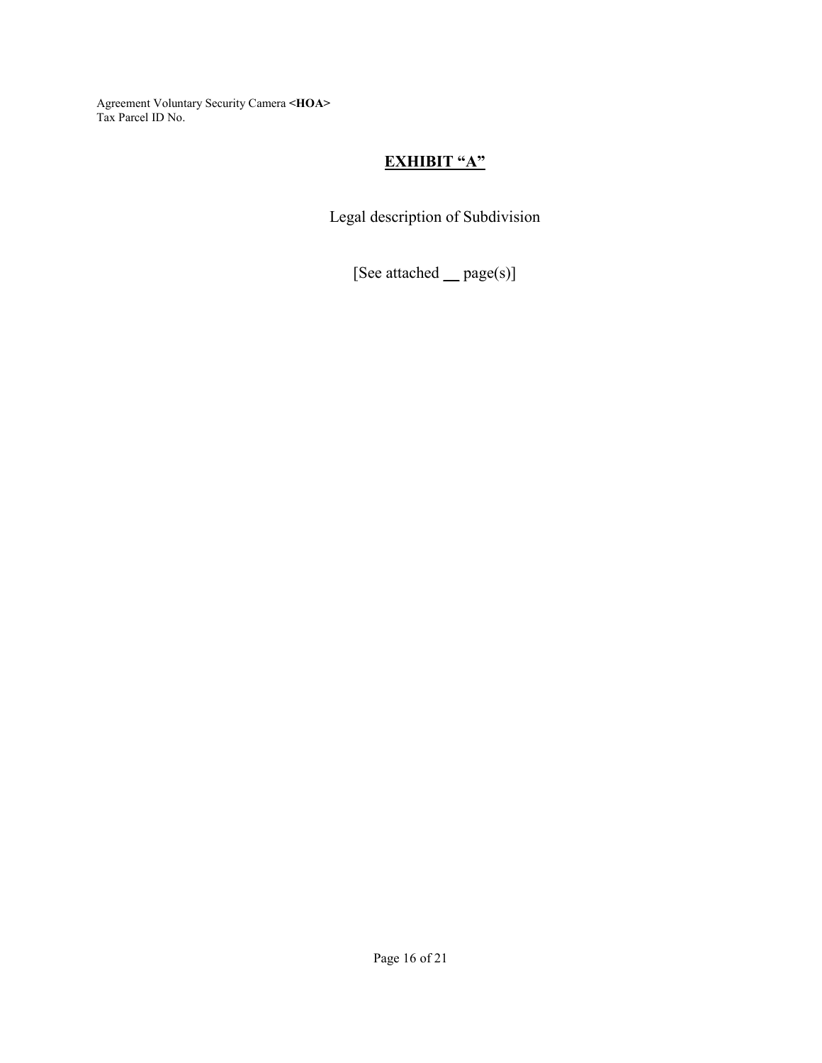# EXHIBIT "A"

Legal description of Subdivision

[See attached __ page(s)]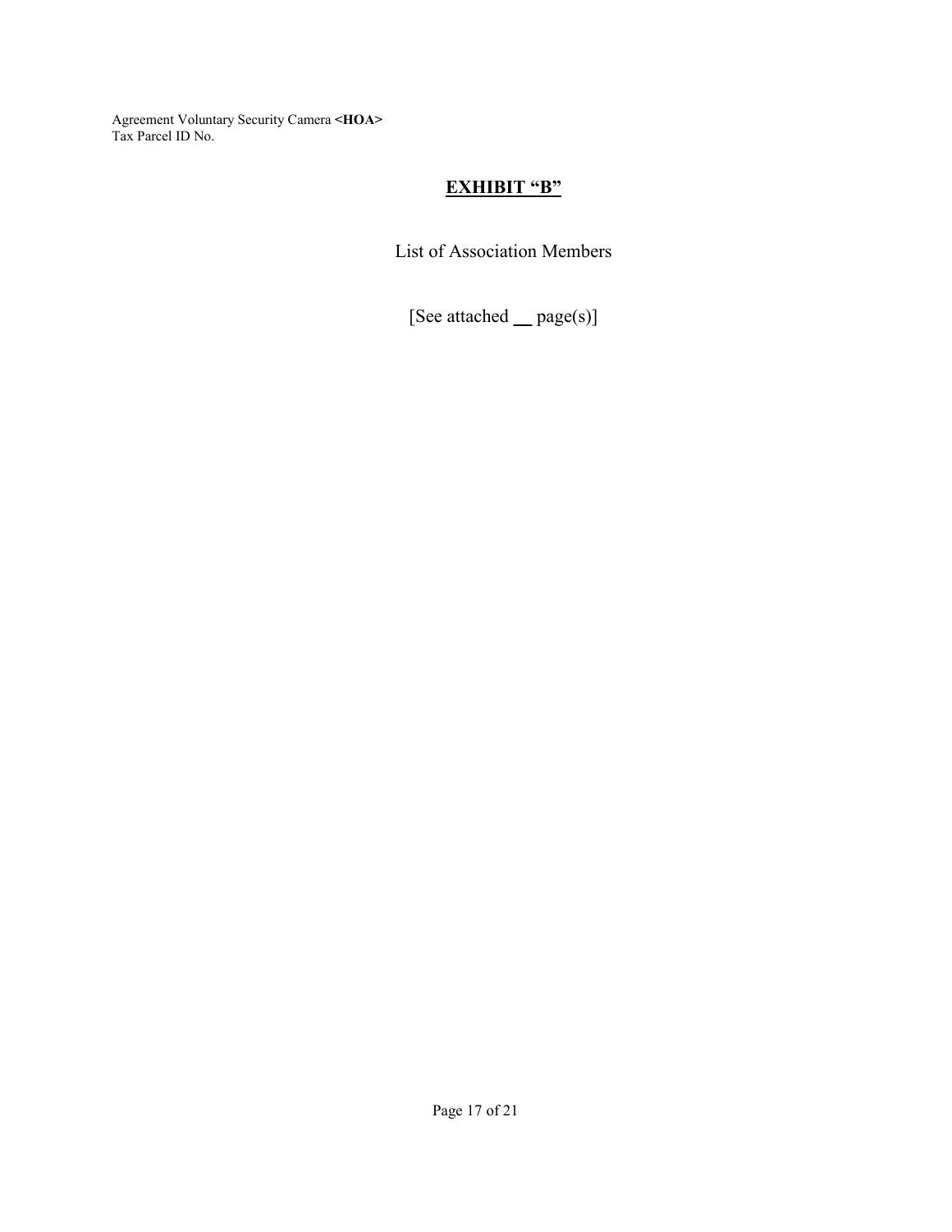## **<u>EXHIBIT "B"</u>**

List of Association Members

[See attached __ page(s)]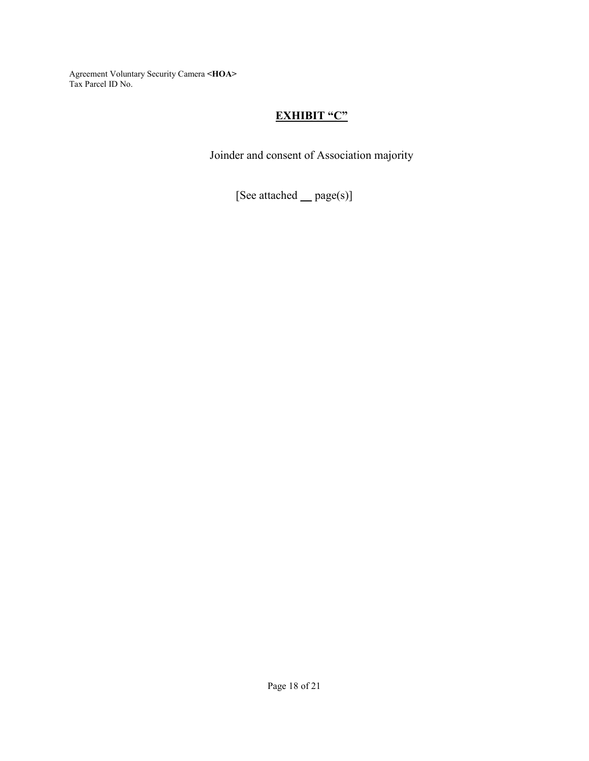# **EXHIBIT "C"**

Joinder and consent of Association majority

[See attached __ page(s)]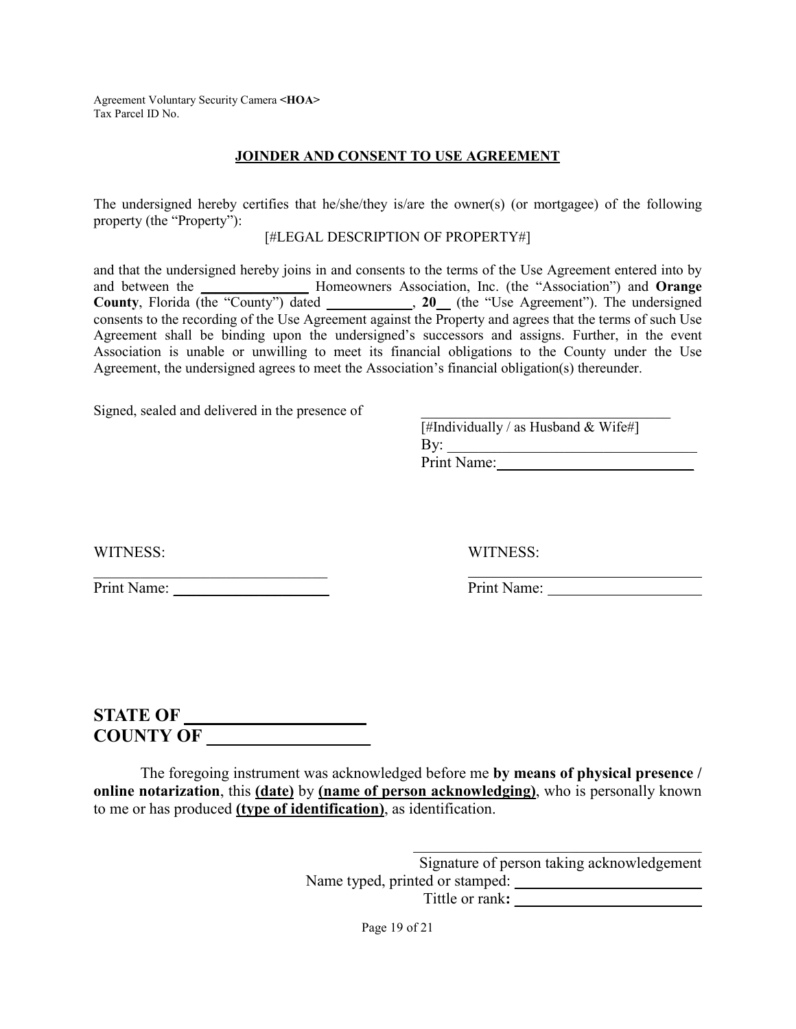Agreement Voluntary Security Camera **<HOA>**
Tax Parcel ID No.

## JOINDER AND CONSENT TO USE AGREEMENT

The undersigned hereby certifies that he/she/they is/are the owner(s) (or mortgagee) of the following property (the "Property"):

[#LEGAL DESCRIPTION OF PROPERTY#]

and that the undersigned hereby joins in and consents to the terms of the Use Agreement entered into by and between the ______________ Homeowners Association, Inc. (the "Association") and **Orange County**, Florida (the "County") dated ____________, **20**__ (the "Use Agreement"). The undersigned consents to the recording of the Use Agreement against the Property and agrees that the terms of such Use Agreement shall be binding upon the undersigned's successors and assigns. Further, in the event Association is unable or unwilling to meet its financial obligations to the County under the Use Agreement, the undersigned agrees to meet the Association's financial obligation(s) thereunder.

Signed, sealed and delivered in the presence of

_______________________________
[#Individually / as Husband & Wife#]
By: _______________________________
Print Name: _______________________

WITNESS:
_______________________________
Print Name: ____________________

WITNESS:
_______________________________
Print Name: ____________________

**STATE OF ____________________**
**COUNTY OF __________________**

The foregoing instrument was acknowledged before me **by means of physical presence / online notarization**, this **(date)** by **(name of person acknowledging)**, who is personally known to me or has produced **(type of identification)**, as identification.

_______________________________
Signature of person taking acknowledgement
Name typed, printed or stamped: ____________________
Tittle or rank**:** ____________________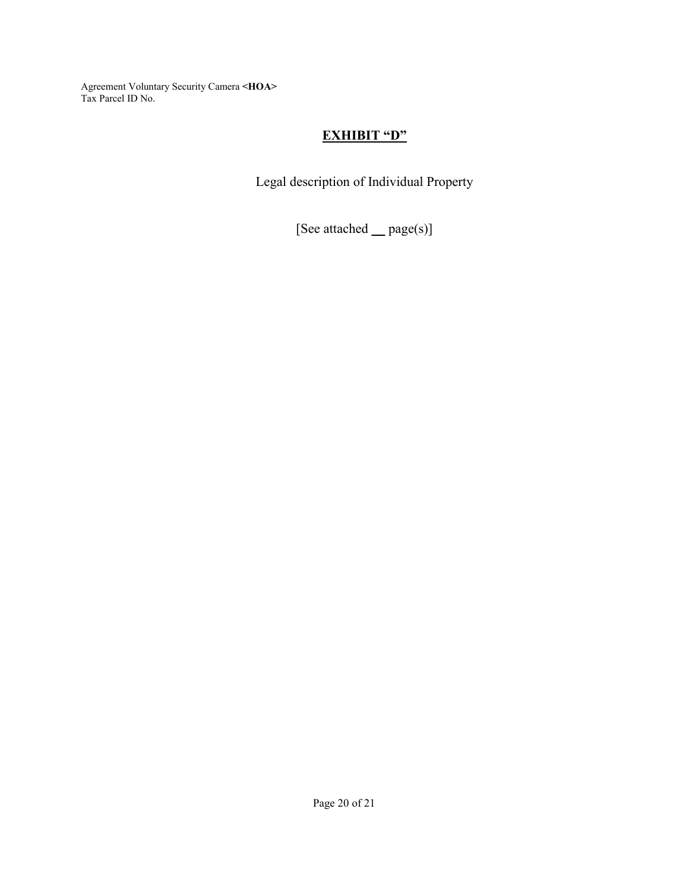Agreement Voluntary Security Camera **<HOA>**
Tax Parcel ID No.

## EXHIBIT "D"

Legal description of Individual Property

[See attached __ page(s)]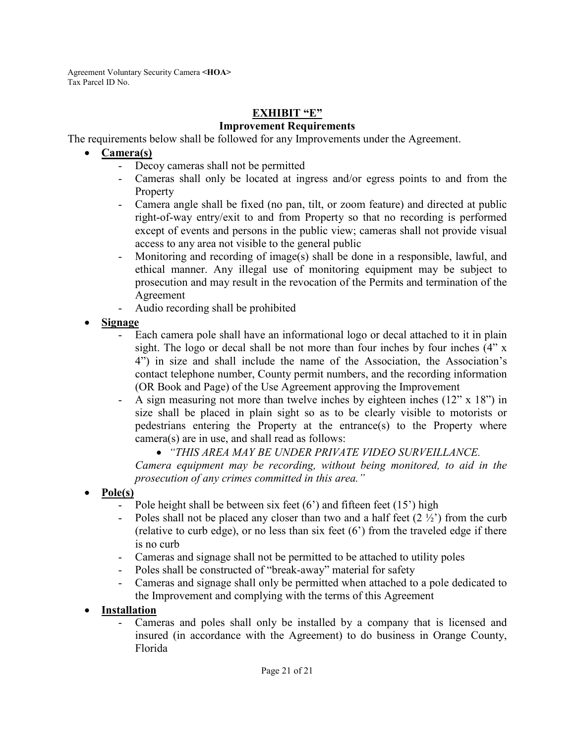## EXHIBIT "E"

### Improvement Requirements

The requirements below shall be followed for any Improvements under the Agreement.

- **Camera(s)**
  - Decoy cameras shall not be permitted
  - Cameras shall only be located at ingress and/or egress points to and from the Property
  - Camera angle shall be fixed (no pan, tilt, or zoom feature) and directed at public right-of-way entry/exit to and from Property so that no recording is performed except of events and persons in the public view; cameras shall not provide visual access to any area not visible to the general public
  - Monitoring and recording of image(s) shall be done in a responsible, lawful, and ethical manner. Any illegal use of monitoring equipment may be subject to prosecution and may result in the revocation of the Permits and termination of the Agreement
  - Audio recording shall be prohibited
- **Signage**
  - Each camera pole shall have an informational logo or decal attached to it in plain sight. The logo or decal shall be not more than four inches by four inches (4" x 4") in size and shall include the name of the Association, the Association's contact telephone number, County permit numbers, and the recording information (OR Book and Page) of the Use Agreement approving the Improvement
  - A sign measuring not more than twelve inches by eighteen inches (12" x 18") in size shall be placed in plain sight so as to be clearly visible to motorists or pedestrians entering the Property at the entrance(s) to the Property where camera(s) are in use, and shall read as follows:
    - *"THIS AREA MAY BE UNDER PRIVATE VIDEO SURVEILLANCE.*

    *Camera equipment may be recording, without being monitored, to aid in the prosecution of any crimes committed in this area."*
- **Pole(s)**
  - Pole height shall be between six feet (6') and fifteen feet (15') high
  - Poles shall not be placed any closer than two and a half feet (2 ½') from the curb (relative to curb edge), or no less than six feet (6') from the traveled edge if there is no curb
  - Cameras and signage shall not be permitted to be attached to utility poles
  - Poles shall be constructed of "break-away" material for safety
  - Cameras and signage shall only be permitted when attached to a pole dedicated to the Improvement and complying with the terms of this Agreement
- **Installation**
  - Cameras and poles shall only be installed by a company that is licensed and insured (in accordance with the Agreement) to do business in Orange County, Florida